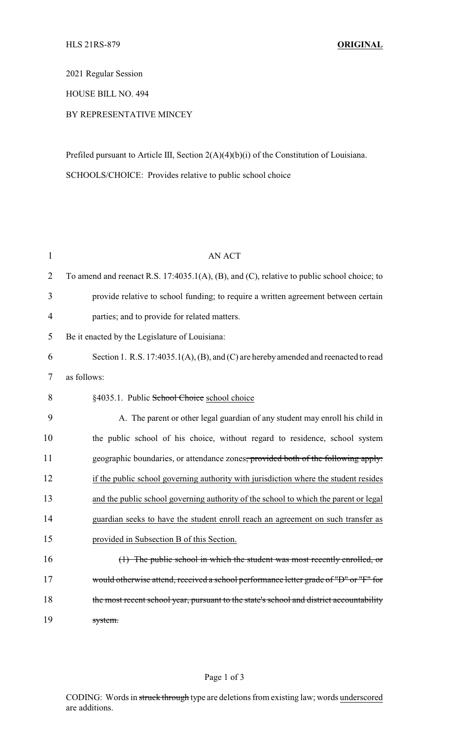HLS 21RS-879 **ORIGINAL**

2021 Regular Session

HOUSE BILL NO. 494

BY REPRESENTATIVE MINCEY

Prefiled pursuant to Article III, Section 2(A)(4)(b)(i) of the Constitution of Louisiana.

SCHOOLS/CHOICE: Provides relative to public school choice

AN ACT

To amend and reenact R.S. 17:4035.1(A), (B), and (C), relative to public school choice; to provide relative to school funding; to require a written agreement between certain parties; and to provide for related matters.

Be it enacted by the Legislature of Louisiana:

Section 1. R.S. 17:4035.1(A), (B), and (C) are hereby amended and reenacted to read as follows:

§4035.1. Public ~~School Choice~~ <u>school choice</u>

A. The parent or other legal guardian of any student may enroll his child in the public school of his choice, without regard to residence, school system geographic boundaries, or attendance zones~~, provided both of the following apply:~~ <u>if the public school governing authority with jurisdiction where the student resides and the public school governing authority of the school to which the parent or legal guardian seeks to have the student enroll reach an agreement on such transfer as provided in Subsection B of this Section.</u>

~~(1) The public school in which the student was most recently enrolled, or would otherwise attend, received a school performance letter grade of "D" or "F" for the most recent school year, pursuant to the state's school and district accountability system.~~

CODING: Words in ~~struck through~~ type are deletions from existing law; words <u>underscored</u> are additions.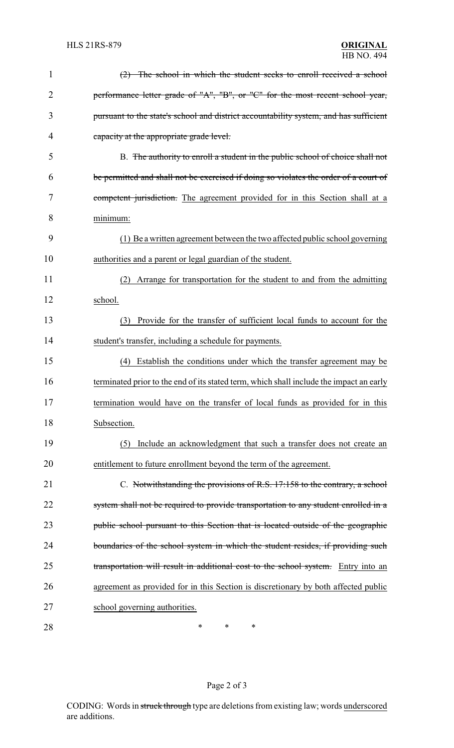~~(2) The school in which the student seeks to enroll received a school performance letter grade of "A", "B", or "C" for the most recent school year, pursuant to the state's school and district accountability system, and has sufficient capacity at the appropriate grade level.~~

B. ~~The authority to enroll a student in the public school of choice shall not be permitted and shall not be exercised if doing so violates the order of a court of competent jurisdiction.~~ <u>The agreement provided for in this Section shall at a minimum:</u>

<u>(1) Be a written agreement between the two affected public school governing authorities and a parent or legal guardian of the student.</u>

<u>(2) Arrange for transportation for the student to and from the admitting school.</u>

<u>(3) Provide for the transfer of sufficient local funds to account for the student's transfer, including a schedule for payments.</u>

<u>(4) Establish the conditions under which the transfer agreement may be terminated prior to the end of its stated term, which shall include the impact an early termination would have on the transfer of local funds as provided for in this Subsection.</u>

<u>(5) Include an acknowledgment that such a transfer does not create an entitlement to future enrollment beyond the term of the agreement.</u>

C. ~~Notwithstanding the provisions of R.S. 17:158 to the contrary, a school system shall not be required to provide transportation to any student enrolled in a public school pursuant to this Section that is located outside of the geographic boundaries of the school system in which the student resides, if providing such transportation will result in additional cost to the school system.~~ <u>Entry into an agreement as provided for in this Section is discretionary by both affected public school governing authorities.</u>

\* \* \*

CODING: Words in ~~struck through~~ type are deletions from existing law; words <u>underscored</u> are additions.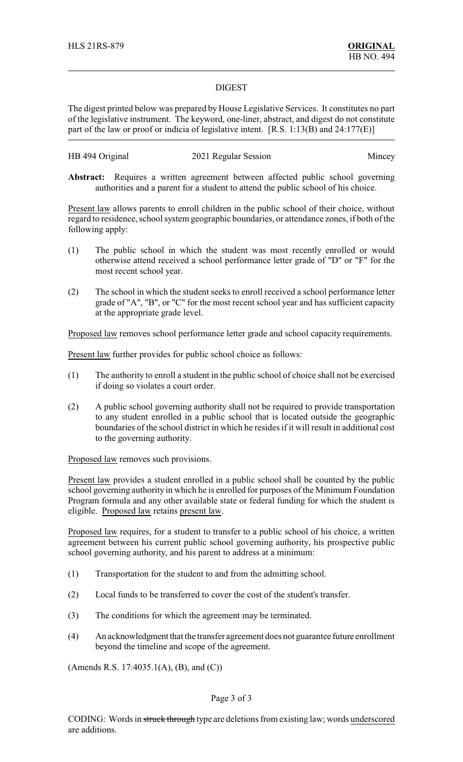HLS 21RS-879 **ORIGINAL**
HB NO. 494

## DIGEST

The digest printed below was prepared by House Legislative Services. It constitutes no part of the legislative instrument. The keyword, one-liner, abstract, and digest do not constitute part of the law or proof or indicia of legislative intent. [R.S. 1:13(B) and 24:177(E)]

HB 494 Original 2021 Regular Session Mincey

**Abstract:** Requires a written agreement between affected public school governing authorities and a parent for a student to attend the public school of his choice.

Present law allows parents to enroll children in the public school of their choice, without regard to residence, school system geographic boundaries, or attendance zones, if both of the following apply:

(1) The public school in which the student was most recently enrolled or would otherwise attend received a school performance letter grade of "D" or "F" for the most recent school year.

(2) The school in which the student seeks to enroll received a school performance letter grade of "A", "B", or "C" for the most recent school year and has sufficient capacity at the appropriate grade level.

Proposed law removes school performance letter grade and school capacity requirements.

Present law further provides for public school choice as follows:

(1) The authority to enroll a student in the public school of choice shall not be exercised if doing so violates a court order.

(2) A public school governing authority shall not be required to provide transportation to any student enrolled in a public school that is located outside the geographic boundaries of the school district in which he resides if it will result in additional cost to the governing authority.

Proposed law removes such provisions.

Present law provides a student enrolled in a public school shall be counted by the public school governing authority in which he is enrolled for purposes of the Minimum Foundation Program formula and any other available state or federal funding for which the student is eligible. Proposed law retains present law.

Proposed law requires, for a student to transfer to a public school of his choice, a written agreement between his current public school governing authority, his prospective public school governing authority, and his parent to address at a minimum:

(1) Transportation for the student to and from the admitting school.

(2) Local funds to be transferred to cover the cost of the student's transfer.

(3) The conditions for which the agreement may be terminated.

(4) An acknowledgment that the transfer agreement does not guarantee future enrollment beyond the timeline and scope of the agreement.

(Amends R.S. 17:4035.1(A), (B), and (C))

CODING: Words in ~~struck through~~ type are deletions from existing law; words underscored are additions.